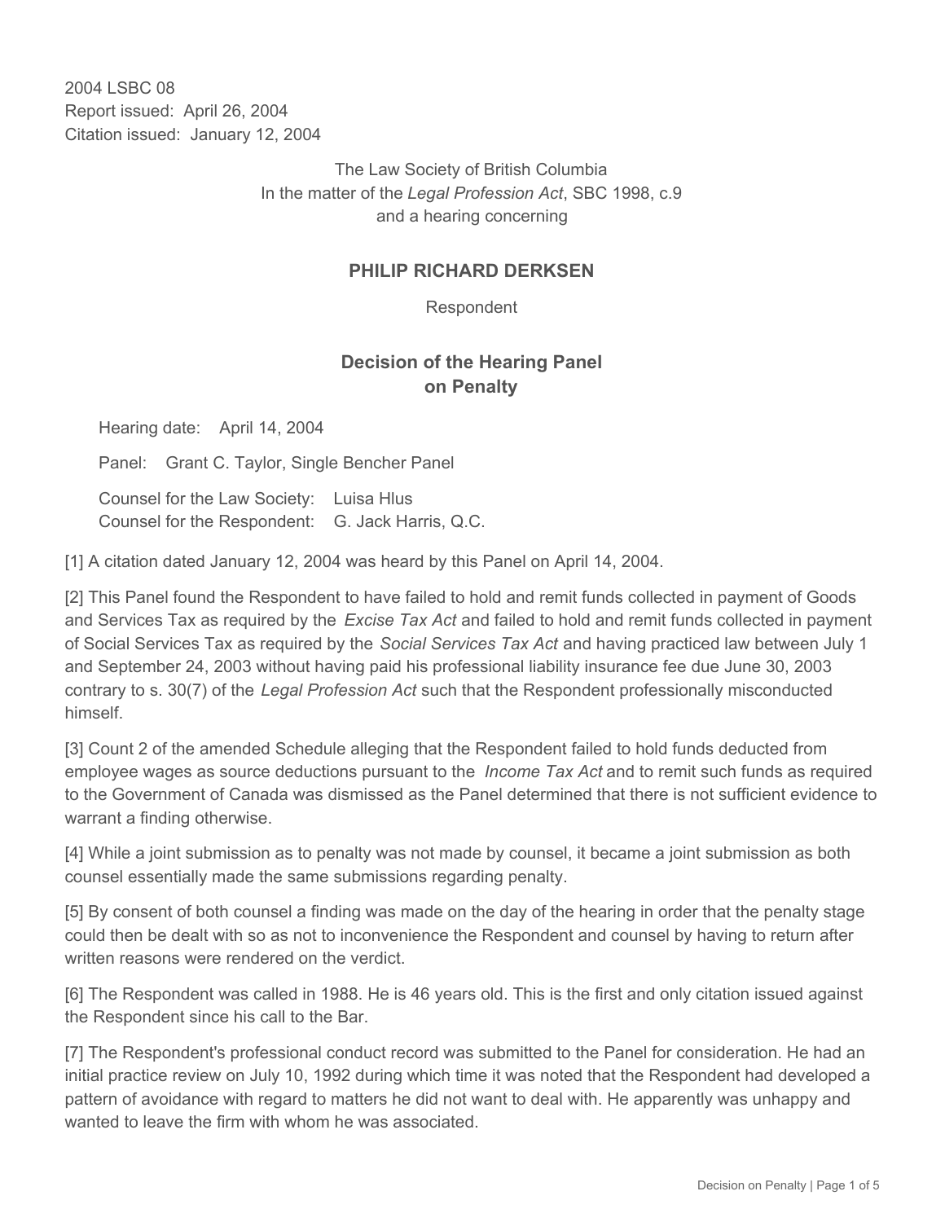2004 LSBC 08
Report issued: April 26, 2004
Citation issued: January 12, 2004

The Law Society of British Columbia
In the matter of the *Legal Profession Act*, SBC 1998, c.9
and a hearing concerning

## PHILIP RICHARD DERKSEN

Respondent

## Decision of the Hearing Panel on Penalty

Hearing date: April 14, 2004

Panel: Grant C. Taylor, Single Bencher Panel

Counsel for the Law Society: Luisa Hlus
Counsel for the Respondent: G. Jack Harris, Q.C.

[1] A citation dated January 12, 2004 was heard by this Panel on April 14, 2004.

[2] This Panel found the Respondent to have failed to hold and remit funds collected in payment of Goods and Services Tax as required by the *Excise Tax Act* and failed to hold and remit funds collected in payment of Social Services Tax as required by the *Social Services Tax Act* and having practiced law between July 1 and September 24, 2003 without having paid his professional liability insurance fee due June 30, 2003 contrary to s. 30(7) of the *Legal Profession Act* such that the Respondent professionally misconducted himself.

[3] Count 2 of the amended Schedule alleging that the Respondent failed to hold funds deducted from employee wages as source deductions pursuant to the *Income Tax Act* and to remit such funds as required to the Government of Canada was dismissed as the Panel determined that there is not sufficient evidence to warrant a finding otherwise.

[4] While a joint submission as to penalty was not made by counsel, it became a joint submission as both counsel essentially made the same submissions regarding penalty.

[5] By consent of both counsel a finding was made on the day of the hearing in order that the penalty stage could then be dealt with so as not to inconvenience the Respondent and counsel by having to return after written reasons were rendered on the verdict.

[6] The Respondent was called in 1988. He is 46 years old. This is the first and only citation issued against the Respondent since his call to the Bar.

[7] The Respondent's professional conduct record was submitted to the Panel for consideration. He had an initial practice review on July 10, 1992 during which time it was noted that the Respondent had developed a pattern of avoidance with regard to matters he did not want to deal with. He apparently was unhappy and wanted to leave the firm with whom he was associated.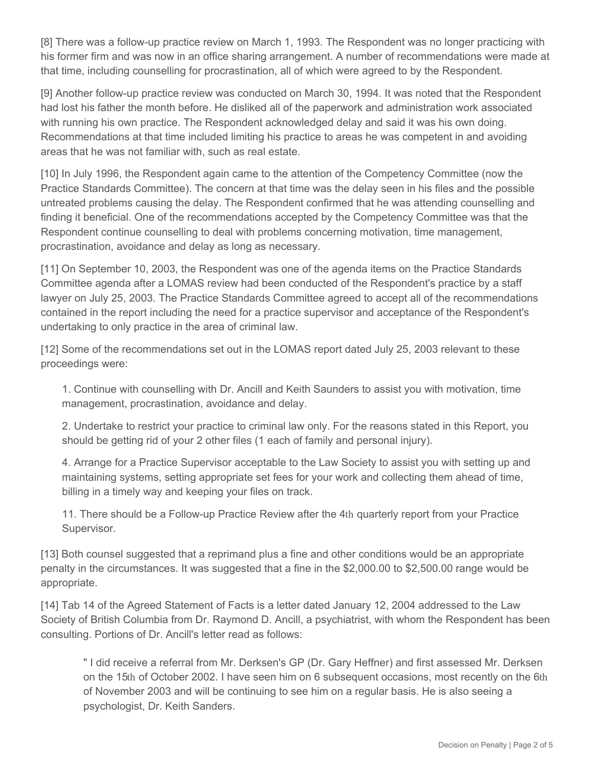[8] There was a follow-up practice review on March 1, 1993. The Respondent was no longer practicing with his former firm and was now in an office sharing arrangement. A number of recommendations were made at that time, including counselling for procrastination, all of which were agreed to by the Respondent.

[9] Another follow-up practice review was conducted on March 30, 1994. It was noted that the Respondent had lost his father the month before. He disliked all of the paperwork and administration work associated with running his own practice. The Respondent acknowledged delay and said it was his own doing. Recommendations at that time included limiting his practice to areas he was competent in and avoiding areas that he was not familiar with, such as real estate.

[10] In July 1996, the Respondent again came to the attention of the Competency Committee (now the Practice Standards Committee). The concern at that time was the delay seen in his files and the possible untreated problems causing the delay. The Respondent confirmed that he was attending counselling and finding it beneficial. One of the recommendations accepted by the Competency Committee was that the Respondent continue counselling to deal with problems concerning motivation, time management, procrastination, avoidance and delay as long as necessary.

[11] On September 10, 2003, the Respondent was one of the agenda items on the Practice Standards Committee agenda after a LOMAS review had been conducted of the Respondent's practice by a staff lawyer on July 25, 2003. The Practice Standards Committee agreed to accept all of the recommendations contained in the report including the need for a practice supervisor and acceptance of the Respondent's undertaking to only practice in the area of criminal law.

[12] Some of the recommendations set out in the LOMAS report dated July 25, 2003 relevant to these proceedings were:

> 1. Continue with counselling with Dr. Ancill and Keith Saunders to assist you with motivation, time management, procrastination, avoidance and delay.
>
> 2. Undertake to restrict your practice to criminal law only. For the reasons stated in this Report, you should be getting rid of your 2 other files (1 each of family and personal injury).
>
> 4. Arrange for a Practice Supervisor acceptable to the Law Society to assist you with setting up and maintaining systems, setting appropriate set fees for your work and collecting them ahead of time, billing in a timely way and keeping your files on track.
>
> 11. There should be a Follow-up Practice Review after the 4th quarterly report from your Practice Supervisor.

[13] Both counsel suggested that a reprimand plus a fine and other conditions would be an appropriate penalty in the circumstances. It was suggested that a fine in the $2,000.00 to $2,500.00 range would be appropriate.

[14] Tab 14 of the Agreed Statement of Facts is a letter dated January 12, 2004 addressed to the Law Society of British Columbia from Dr. Raymond D. Ancill, a psychiatrist, with whom the Respondent has been consulting. Portions of Dr. Ancill's letter read as follows:

> " I did receive a referral from Mr. Derksen's GP (Dr. Gary Heffner) and first assessed Mr. Derksen on the 15th of October 2002. I have seen him on 6 subsequent occasions, most recently on the 6th of November 2003 and will be continuing to see him on a regular basis. He is also seeing a psychologist, Dr. Keith Sanders.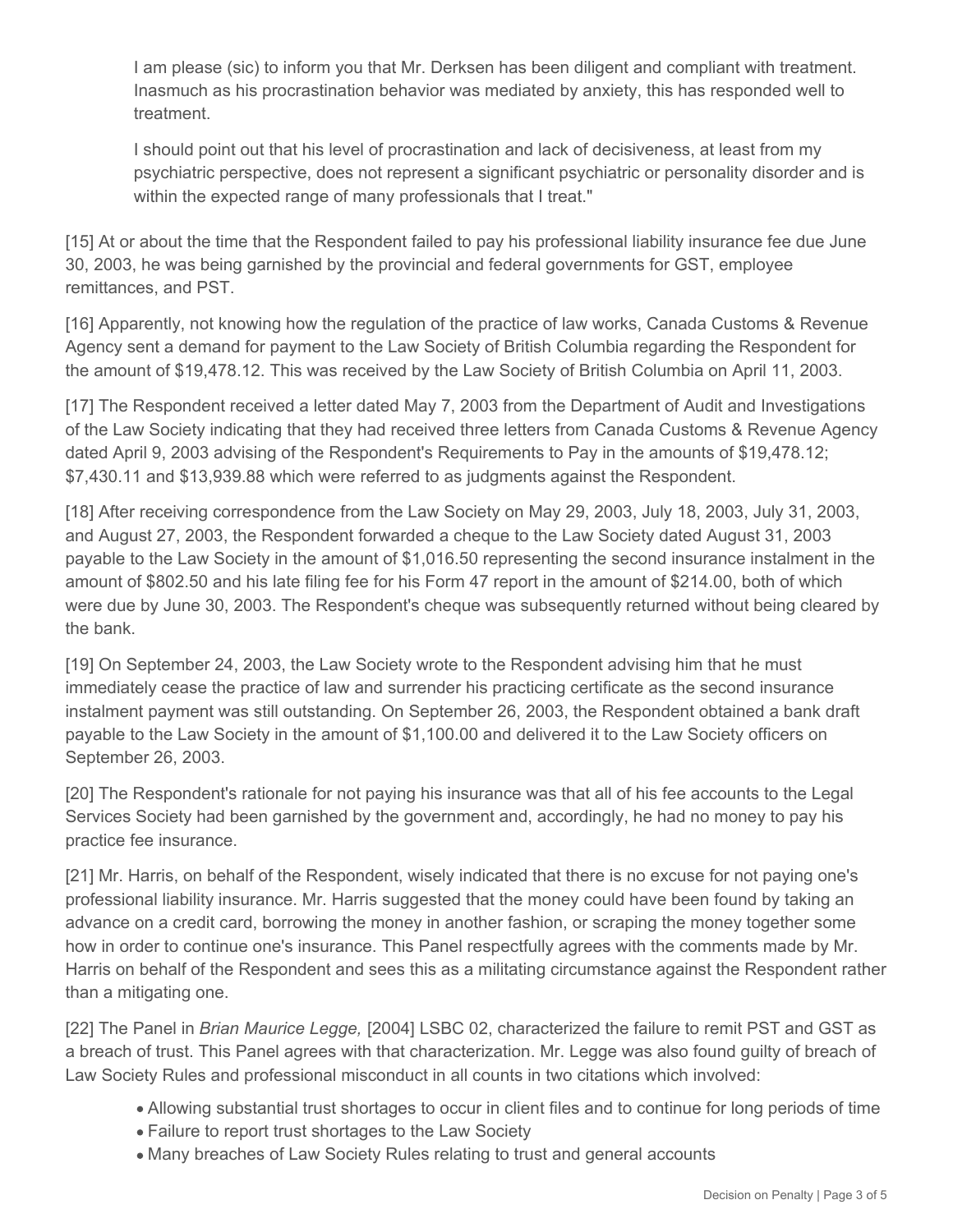> I am please (sic) to inform you that Mr. Derksen has been diligent and compliant with treatment. Inasmuch as his procrastination behavior was mediated by anxiety, this has responded well to treatment.
>
> I should point out that his level of procrastination and lack of decisiveness, at least from my psychiatric perspective, does not represent a significant psychiatric or personality disorder and is within the expected range of many professionals that I treat."

[15] At or about the time that the Respondent failed to pay his professional liability insurance fee due June 30, 2003, he was being garnished by the provincial and federal governments for GST, employee remittances, and PST.

[16] Apparently, not knowing how the regulation of the practice of law works, Canada Customs & Revenue Agency sent a demand for payment to the Law Society of British Columbia regarding the Respondent for the amount of $19,478.12. This was received by the Law Society of British Columbia on April 11, 2003.

[17] The Respondent received a letter dated May 7, 2003 from the Department of Audit and Investigations of the Law Society indicating that they had received three letters from Canada Customs & Revenue Agency dated April 9, 2003 advising of the Respondent's Requirements to Pay in the amounts of $19,478.12; $7,430.11 and $13,939.88 which were referred to as judgments against the Respondent.

[18] After receiving correspondence from the Law Society on May 29, 2003, July 18, 2003, July 31, 2003, and August 27, 2003, the Respondent forwarded a cheque to the Law Society dated August 31, 2003 payable to the Law Society in the amount of $1,016.50 representing the second insurance instalment in the amount of $802.50 and his late filing fee for his Form 47 report in the amount of $214.00, both of which were due by June 30, 2003. The Respondent's cheque was subsequently returned without being cleared by the bank.

[19] On September 24, 2003, the Law Society wrote to the Respondent advising him that he must immediately cease the practice of law and surrender his practicing certificate as the second insurance instalment payment was still outstanding. On September 26, 2003, the Respondent obtained a bank draft payable to the Law Society in the amount of $1,100.00 and delivered it to the Law Society officers on September 26, 2003.

[20] The Respondent's rationale for not paying his insurance was that all of his fee accounts to the Legal Services Society had been garnished by the government and, accordingly, he had no money to pay his practice fee insurance.

[21] Mr. Harris, on behalf of the Respondent, wisely indicated that there is no excuse for not paying one's professional liability insurance. Mr. Harris suggested that the money could have been found by taking an advance on a credit card, borrowing the money in another fashion, or scraping the money together some how in order to continue one's insurance. This Panel respectfully agrees with the comments made by Mr. Harris on behalf of the Respondent and sees this as a militating circumstance against the Respondent rather than a mitigating one.

[22] The Panel in *Brian Maurice Legge,* [2004] LSBC 02, characterized the failure to remit PST and GST as a breach of trust. This Panel agrees with that characterization. Mr. Legge was also found guilty of breach of Law Society Rules and professional misconduct in all counts in two citations which involved:

- Allowing substantial trust shortages to occur in client files and to continue for long periods of time
- Failure to report trust shortages to the Law Society
- Many breaches of Law Society Rules relating to trust and general accounts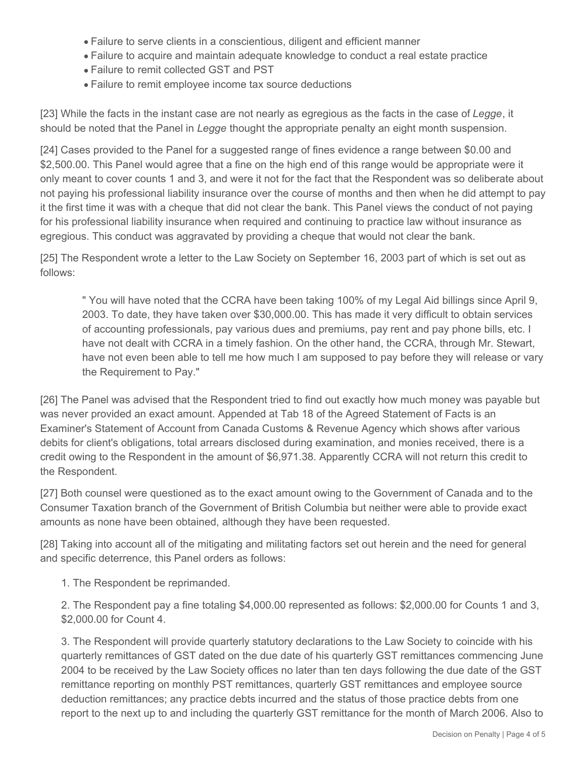- Failure to serve clients in a conscientious, diligent and efficient manner
- Failure to acquire and maintain adequate knowledge to conduct a real estate practice
- Failure to remit collected GST and PST
- Failure to remit employee income tax source deductions

[23] While the facts in the instant case are not nearly as egregious as the facts in the case of *Legge*, it should be noted that the Panel in *Legge* thought the appropriate penalty an eight month suspension.

[24] Cases provided to the Panel for a suggested range of fines evidence a range between $0.00 and $2,500.00. This Panel would agree that a fine on the high end of this range would be appropriate were it only meant to cover counts 1 and 3, and were it not for the fact that the Respondent was so deliberate about not paying his professional liability insurance over the course of months and then when he did attempt to pay it the first time it was with a cheque that did not clear the bank. This Panel views the conduct of not paying for his professional liability insurance when required and continuing to practice law without insurance as egregious. This conduct was aggravated by providing a cheque that would not clear the bank.

[25] The Respondent wrote a letter to the Law Society on September 16, 2003 part of which is set out as follows:

> " You will have noted that the CCRA have been taking 100% of my Legal Aid billings since April 9, 2003. To date, they have taken over $30,000.00. This has made it very difficult to obtain services of accounting professionals, pay various dues and premiums, pay rent and pay phone bills, etc. I have not dealt with CCRA in a timely fashion. On the other hand, the CCRA, through Mr. Stewart, have not even been able to tell me how much I am supposed to pay before they will release or vary the Requirement to Pay."

[26] The Panel was advised that the Respondent tried to find out exactly how much money was payable but was never provided an exact amount. Appended at Tab 18 of the Agreed Statement of Facts is an Examiner's Statement of Account from Canada Customs & Revenue Agency which shows after various debits for client's obligations, total arrears disclosed during examination, and monies received, there is a credit owing to the Respondent in the amount of $6,971.38. Apparently CCRA will not return this credit to the Respondent.

[27] Both counsel were questioned as to the exact amount owing to the Government of Canada and to the Consumer Taxation branch of the Government of British Columbia but neither were able to provide exact amounts as none have been obtained, although they have been requested.

[28] Taking into account all of the mitigating and militating factors set out herein and the need for general and specific deterrence, this Panel orders as follows:

1. The Respondent be reprimanded.

2. The Respondent pay a fine totaling $4,000.00 represented as follows: $2,000.00 for Counts 1 and 3, $2,000.00 for Count 4.

3. The Respondent will provide quarterly statutory declarations to the Law Society to coincide with his quarterly remittances of GST dated on the due date of his quarterly GST remittances commencing June 2004 to be received by the Law Society offices no later than ten days following the due date of the GST remittance reporting on monthly PST remittances, quarterly GST remittances and employee source deduction remittances; any practice debts incurred and the status of those practice debts from one report to the next up to and including the quarterly GST remittance for the month of March 2006. Also to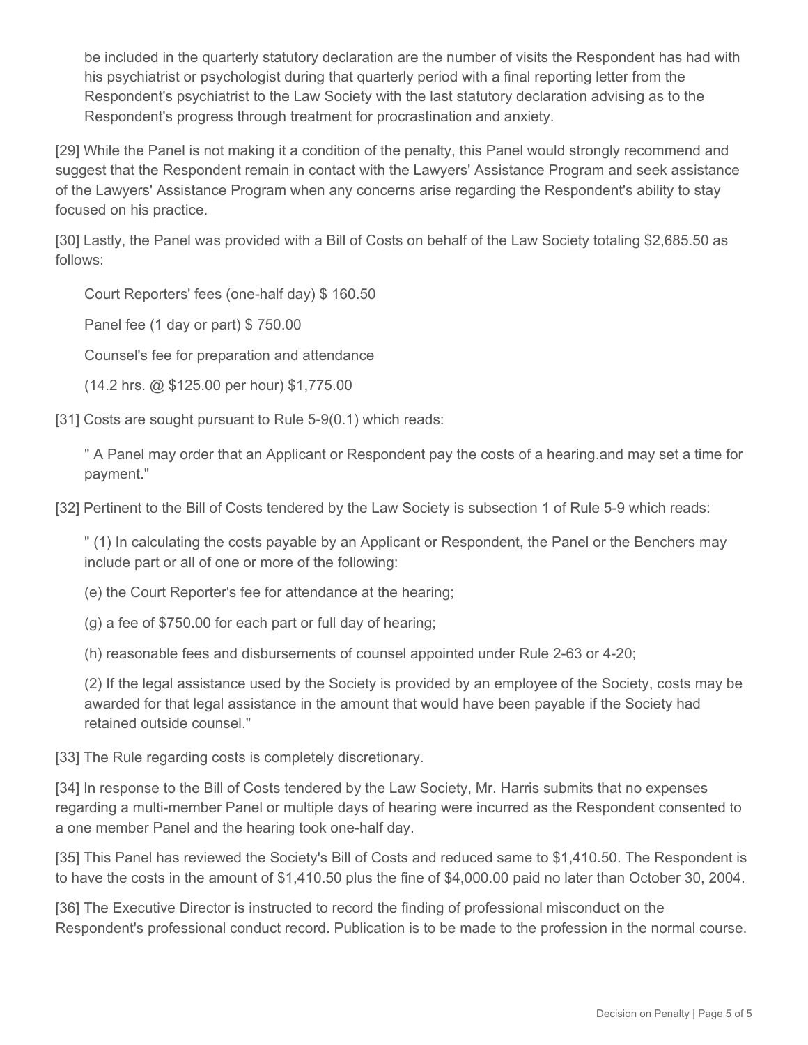be included in the quarterly statutory declaration are the number of visits the Respondent has had with his psychiatrist or psychologist during that quarterly period with a final reporting letter from the Respondent's psychiatrist to the Law Society with the last statutory declaration advising as to the Respondent's progress through treatment for procrastination and anxiety.

[29] While the Panel is not making it a condition of the penalty, this Panel would strongly recommend and suggest that the Respondent remain in contact with the Lawyers' Assistance Program and seek assistance of the Lawyers' Assistance Program when any concerns arise regarding the Respondent's ability to stay focused on his practice.

[30] Lastly, the Panel was provided with a Bill of Costs on behalf of the Law Society totaling $2,685.50 as follows:

> Court Reporters' fees (one-half day) $ 160.50
>
> Panel fee (1 day or part) $ 750.00
>
> Counsel's fee for preparation and attendance
>
> (14.2 hrs. @ $125.00 per hour) $1,775.00

[31] Costs are sought pursuant to Rule 5-9(0.1) which reads:

> " A Panel may order that an Applicant or Respondent pay the costs of a hearing.and may set a time for payment."

[32] Pertinent to the Bill of Costs tendered by the Law Society is subsection 1 of Rule 5-9 which reads:

> " (1) In calculating the costs payable by an Applicant or Respondent, the Panel or the Benchers may include part or all of one or more of the following:
>
> (e) the Court Reporter's fee for attendance at the hearing;
>
> (g) a fee of $750.00 for each part or full day of hearing;
>
> (h) reasonable fees and disbursements of counsel appointed under Rule 2-63 or 4-20;
>
> (2) If the legal assistance used by the Society is provided by an employee of the Society, costs may be awarded for that legal assistance in the amount that would have been payable if the Society had retained outside counsel."

[33] The Rule regarding costs is completely discretionary.

[34] In response to the Bill of Costs tendered by the Law Society, Mr. Harris submits that no expenses regarding a multi-member Panel or multiple days of hearing were incurred as the Respondent consented to a one member Panel and the hearing took one-half day.

[35] This Panel has reviewed the Society's Bill of Costs and reduced same to $1,410.50. The Respondent is to have the costs in the amount of $1,410.50 plus the fine of $4,000.00 paid no later than October 30, 2004.

[36] The Executive Director is instructed to record the finding of professional misconduct on the Respondent's professional conduct record. Publication is to be made to the profession in the normal course.